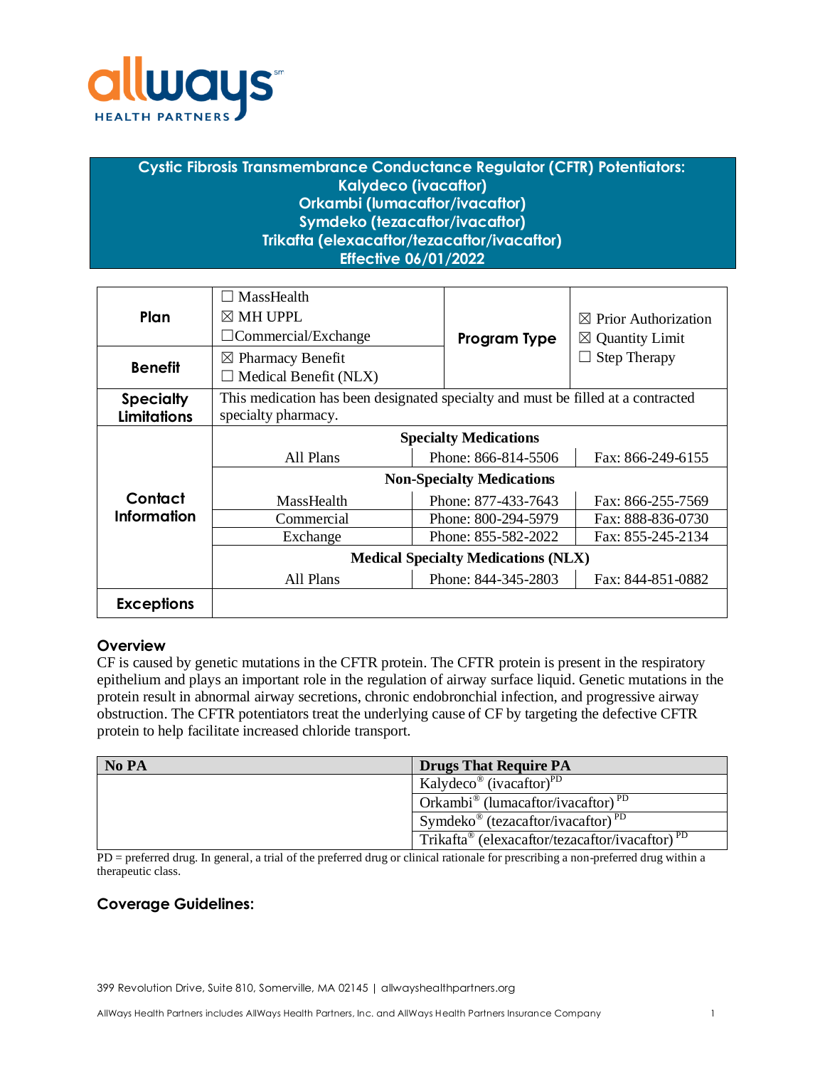# Cystic Fibrosis Transmembrance Conductance Regulator (CFTR) Potentiators: Kalydeco (ivacaftor) Orkambi (lumacaftor/ivacaftor) Symdeko (tezacaftor/ivacaftor) Trikafta (elexacaftor/tezacaftor/ivacaftor) Effective 06/01/2022

| | | | | |
|---|---|---|---|---|
| **Plan** | ☐ MassHealth<br>☒ MH UPPL<br>☐Commercial/Exchange | | **Program Type** | ☒ Prior Authorization<br>☒ Quantity Limit<br>☐ Step Therapy |
| **Benefit** | ☒ Pharmacy Benefit<br>☐ Medical Benefit (NLX) | | | |
| **Specialty Limitations** | This medication has been designated specialty and must be filled at a contracted specialty pharmacy. | | | |
| **Contact Information** | **Specialty Medications** | | | |
| | All Plans | Phone: 866-814-5506 | Fax: 866-249-6155 | |
| | **Non-Specialty Medications** | | | |
| | MassHealth | Phone: 877-433-7643 | Fax: 866-255-7569 | |
| | Commercial | Phone: 800-294-5979 | Fax: 888-836-0730 | |
| | Exchange | Phone: 855-582-2022 | Fax: 855-245-2134 | |
| | **Medical Specialty Medications (NLX)** | | | |
| | All Plans | Phone: 844-345-2803 | Fax: 844-851-0882 | |
| **Exceptions** | | | | |

## Overview

CF is caused by genetic mutations in the CFTR protein. The CFTR protein is present in the respiratory epithelium and plays an important role in the regulation of airway surface liquid. Genetic mutations in the protein result in abnormal airway secretions, chronic endobronchial infection, and progressive airway obstruction. The CFTR potentiators treat the underlying cause of CF by targeting the defective CFTR protein to help facilitate increased chloride transport.

| No PA | Drugs That Require PA |
|---|---|
| | Kalydeco® (ivacaftor)[PD] |
| | Orkambi® (lumacaftor/ivacaftor) [PD] |
| | Symdeko® (tezacaftor/ivacaftor) [PD] |
| | Trikafta® (elexacaftor/tezacaftor/ivacaftor) [PD] |

PD = preferred drug. In general, a trial of the preferred drug or clinical rationale for prescribing a non-preferred drug within a therapeutic class.

## Coverage Guidelines:

399 Revolution Drive, Suite 810, Somerville, MA 02145 | allwayshealthpartners.org

AllWays Health Partners includes AllWays Health Partners, Inc. and AllWays Health Partners Insurance Company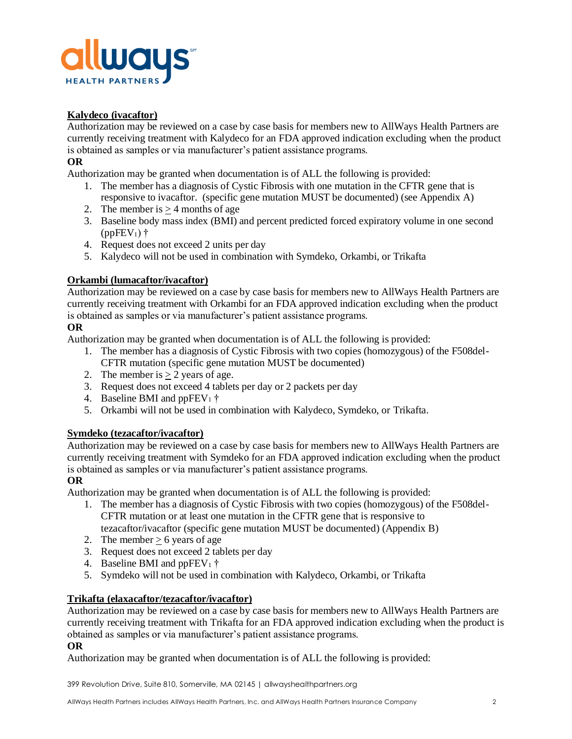**Kalydeco (ivacaftor)**

Authorization may be reviewed on a case by case basis for members new to AllWays Health Partners are currently receiving treatment with Kalydeco for an FDA approved indication excluding when the product is obtained as samples or via manufacturer's patient assistance programs.

**OR**

Authorization may be granted when documentation is of ALL the following is provided:

1. The member has a diagnosis of Cystic Fibrosis with one mutation in the CFTR gene that is responsive to ivacaftor. (specific gene mutation MUST be documented) (see Appendix A)
2. The member is $\geq$ 4 months of age
3. Baseline body mass index (BMI) and percent predicted forced expiratory volume in one second ($ppFEV_1$) †
4. Request does not exceed 2 units per day
5. Kalydeco will not be used in combination with Symdeko, Orkambi, or Trikafta

**Orkambi (lumacaftor/ivacaftor)**

Authorization may be reviewed on a case by case basis for members new to AllWays Health Partners are currently receiving treatment with Orkambi for an FDA approved indication excluding when the product is obtained as samples or via manufacturer's patient assistance programs.

**OR**

Authorization may be granted when documentation is of ALL the following is provided:

1. The member has a diagnosis of Cystic Fibrosis with two copies (homozygous) of the F508del-CFTR mutation (specific gene mutation MUST be documented)
2. The member is $\geq$ 2 years of age.
3. Request does not exceed 4 tablets per day or 2 packets per day
4. Baseline BMI and $ppFEV_1$ †
5. Orkambi will not be used in combination with Kalydeco, Symdeko, or Trikafta.

**Symdeko (tezacaftor/ivacaftor)**

Authorization may be reviewed on a case by case basis for members new to AllWays Health Partners are currently receiving treatment with Symdeko for an FDA approved indication excluding when the product is obtained as samples or via manufacturer's patient assistance programs.

**OR**

Authorization may be granted when documentation is of ALL the following is provided:

1. The member has a diagnosis of Cystic Fibrosis with two copies (homozygous) of the F508del-CFTR mutation or at least one mutation in the CFTR gene that is responsive to tezacaftor/ivacaftor (specific gene mutation MUST be documented) (Appendix B)
2. The member $\geq$ 6 years of age
3. Request does not exceed 2 tablets per day
4. Baseline BMI and $ppFEV_1$ †
5. Symdeko will not be used in combination with Kalydeco, Orkambi, or Trikafta

**Trikafta (elaxacaftor/tezacaftor/ivacaftor)**

Authorization may be reviewed on a case by case basis for members new to AllWays Health Partners are currently receiving treatment with Trikafta for an FDA approved indication excluding when the product is obtained as samples or via manufacturer's patient assistance programs.

**OR**

Authorization may be granted when documentation is of ALL the following is provided: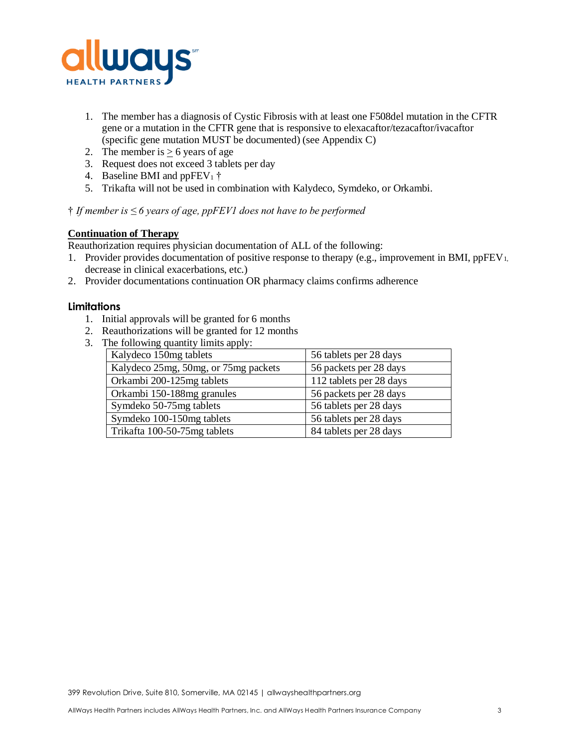1. The member has a diagnosis of Cystic Fibrosis with at least one F508del mutation in the CFTR gene or a mutation in the CFTR gene that is responsive to elexacaftor/tezacaftor/ivacaftor (specific gene mutation MUST be documented) (see Appendix C)
2. The member is $\geq$ 6 years of age
3. Request does not exceed 3 tablets per day
4. Baseline BMI and $ppFEV_1$ †
5. Trikafta will not be used in combination with Kalydeco, Symdeko, or Orkambi.

† *If member is ≤ 6 years of age, ppFEV1 does not have to be performed*

**Continuation of Therapy**

Reauthorization requires physician documentation of ALL of the following:

1. Provider provides documentation of positive response to therapy (e.g., improvement in BMI, $ppFEV_1$, decrease in clinical exacerbations, etc.)
2. Provider documentations continuation OR pharmacy claims confirms adherence

## Limitations

1. Initial approvals will be granted for 6 months
2. Reauthorizations will be granted for 12 months
3. The following quantity limits apply:

| Drug | Quantity Limit |
|---|---|
| Kalydeco 150mg tablets | 56 tablets per 28 days |
| Kalydeco 25mg, 50mg, or 75mg packets | 56 packets per 28 days |
| Orkambi 200-125mg tablets | 112 tablets per 28 days |
| Orkambi 150-188mg granules | 56 packets per 28 days |
| Symdeko 50-75mg tablets | 56 tablets per 28 days |
| Symdeko 100-150mg tablets | 56 tablets per 28 days |
| Trikafta 100-50-75mg tablets | 84 tablets per 28 days |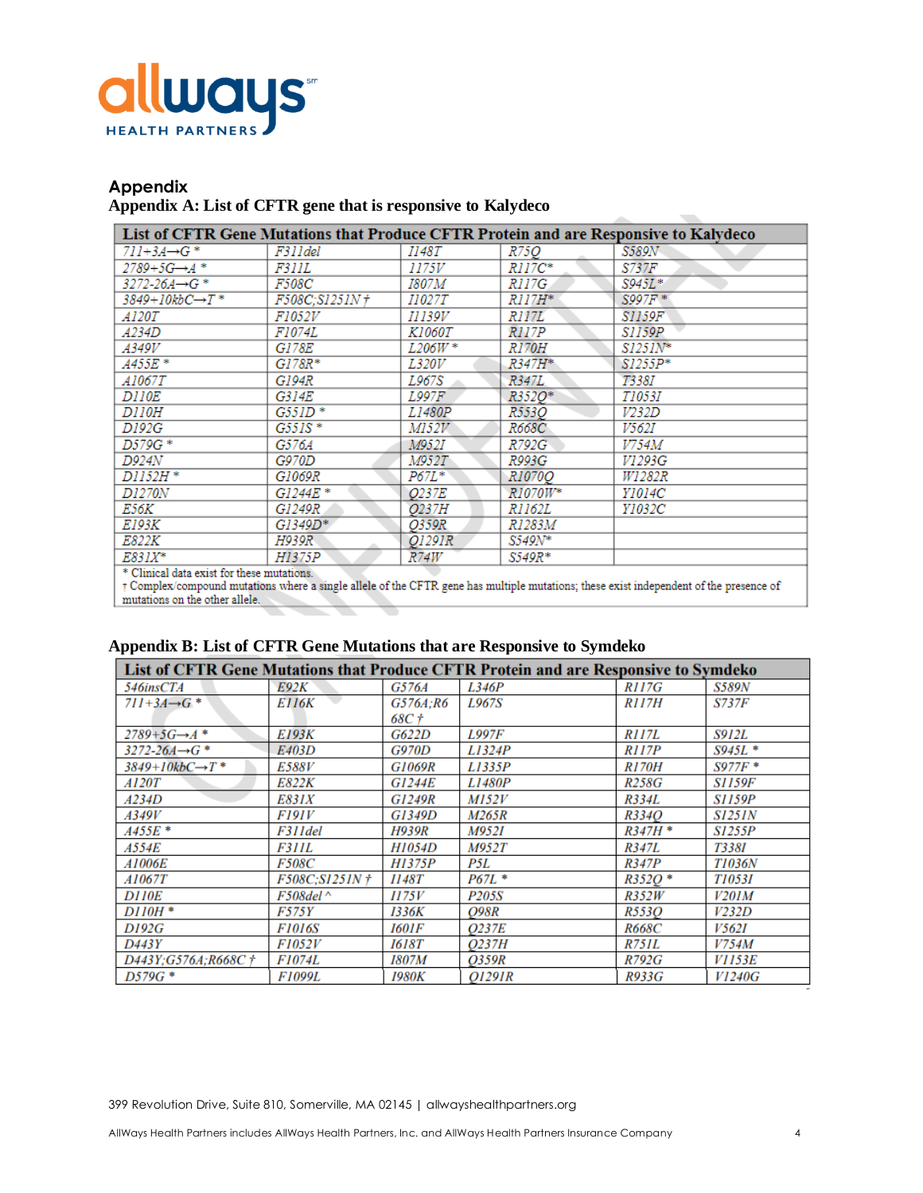## Appendix

### Appendix A: List of CFTR gene that is responsive to Kalydeco

| List of CFTR Gene Mutations that Produce CFTR Protein and are Responsive to Kalydeco | | | | |
|---|---|---|---|---|
| 711+3A→G * | F311del | I148T | R75Q | S589N |
| 2789+5G→A * | F311L | I175V | R117C* | S737F |
| 3272-26A→G * | F508C | I807M | R117G | S945L* |
| 3849+10kbC→T * | F508C;S1251N † | I1027T | R117H* | S997F * |
| A120T | F1052V | I1139V | R117L | S1159F |
| A234D | F1074L | K1060T | R117P | S1159P |
| A349V | G178E | L206W * | R170H | S1251N* |
| A455E * | G178R* | L320V | R347H* | S1255P* |
| A1067T | G194R | L967S | R347L | T338I |
| D110E | G314E | L997F | R352Q* | T1053I |
| D110H | G551D * | L1480P | R553Q | V232D |
| D192G | G551S * | M152V | R668C | V562I |
| D579G * | G576A | M952I | R792G | V754M |
| D924N | G970D | M952T | R993G | V1293G |
| D1152H * | G1069R | P67L* | R1070Q | W1282R |
| D1270N | G1244E * | Q237E | R1070W* | Y1014C |
| E56K | G1249R | Q237H | R1162L | Y1032C |
| E193K | G1349D* | Q359R | R1283M | |
| E822K | H939R | Q1291R | S549N* | |
| E831X* | H1375P | R74W | S549R* | |

\* Clinical data exist for these mutations.
† Complex/compound mutations where a single allele of the CFTR gene has multiple mutations; these exist independent of the presence of mutations on the other allele.

### Appendix B: List of CFTR Gene Mutations that are Responsive to Symdeko

| List of CFTR Gene Mutations that Produce CFTR Protein and are Responsive to Symdeko | | | | | |
|---|---|---|---|---|---|
| 546insCTA | E92K | G576A | L346P | R117G | S589N |
| 711+3A→G * | E116K | G576A;R668C † | L967S | R117H | S737F |
| 2789+5G→A * | E193K | G622D | L997F | R117L | S912L |
| 3272-26A→G * | E403D | G970D | L1324P | R117P | S945L * |
| 3849+10kbC→T * | E588V | G1069R | L1335P | R170H | S977F * |
| A120T | E822K | G1244E | L1480P | R258G | S1159F |
| A234D | E831X | G1249R | M152V | R334L | S1159P |
| A349V | F191V | G1349D | M265R | R334Q | S1251N |
| A455E * | F311del | H939R | M952I | R347H * | S1255P |
| A554E | F311L | H1054D | M952T | R347L | T338I |
| A1006E | F508C | H1375P | P5L | R347P | T1036N |
| A1067T | F508C;S1251N † | I148T | P67L * | R352Q * | T1053I |
| D110E | F508del ^ | I175V | P205S | R352W | V201M |
| D110H * | F575Y | I336K | Q98R | R553Q | V232D |
| D192G | F1016S | I601F | Q237E | R668C | V562I |
| D443Y | F1052V | I618T | Q237H | R751L | V754M |
| D443Y;G576A;R668C † | F1074L | I807M | Q359R | R792G | V1153E |
| D579G * | F1099L | I980K | Q1291R | R933G | V1240G |

399 Revolution Drive, Suite 810, Somerville, MA 02145 | allwayshealthpartners.org

AllWays Health Partners includes AllWays Health Partners, Inc. and AllWays Health Partners Insurance Company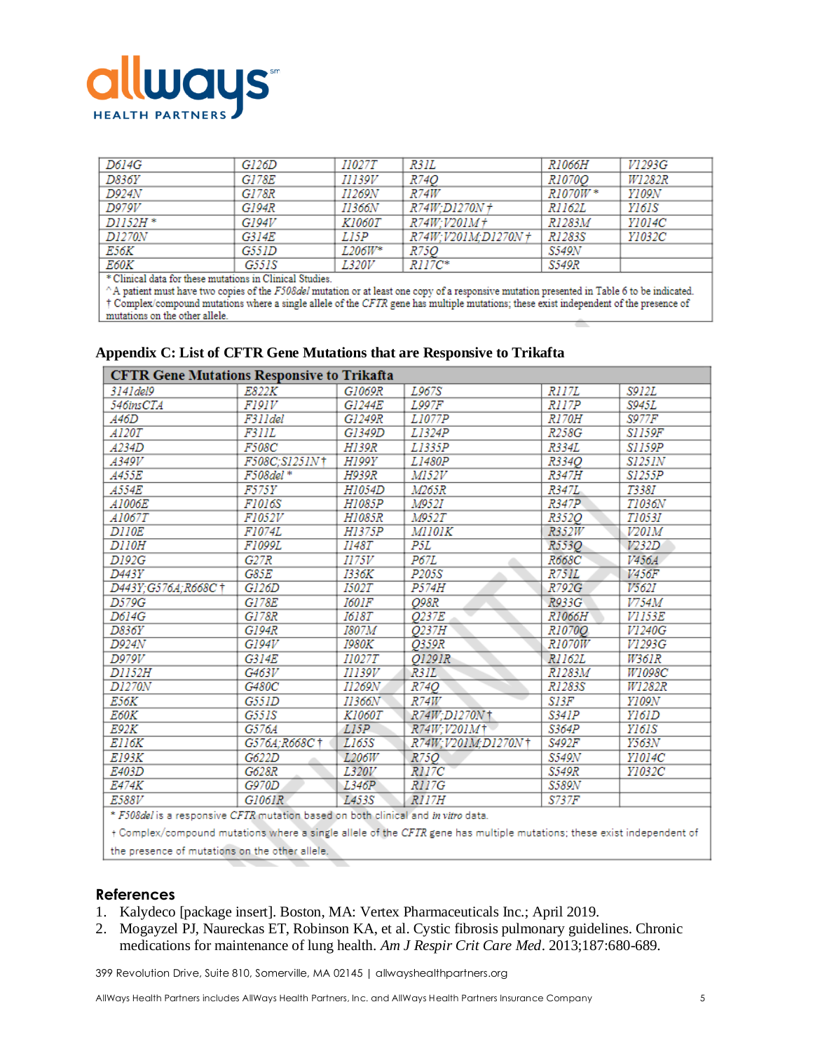| D614G | G126D | I1027T | R31L | R1066H | V1293G |
|---|---|---|---|---|---|
| D836Y | G178E | I1139V | R74Q | R1070Q | W1282R |
| D924N | G178R | I1269N | R74W | R1070W * | Y109N |
| D979V | G194R | I1366N | R74W;D1270N † | R1162L | Y161S |
| D1152H * | G194V | K1060T | R74W;V201M † | R1283M | Y1014C |
| D1270N | G314E | L15P | R74W;V201M;D1270N † | R1283S | Y1032C |
| E56K | G551D | L206W* | R75Q | S549N | |
| E60K | G551S | L320V | R117C* | S549R | |

* Clinical data for these mutations in Clinical Studies.
^ A patient must have two copies of the *F508del* mutation or at least one copy of a responsive mutation presented in Table 6 to be indicated.
† Complex/compound mutations where a single allele of the *CFTR* gene has multiple mutations; these exist independent of the presence of mutations on the other allele.

### Appendix C: List of CFTR Gene Mutations that are Responsive to Trikafta

| CFTR Gene Mutations Responsive to Trikafta | | | | | |
|---|---|---|---|---|---|
| 3141del9 | E822K | G1069R | L967S | R117L | S912L |
| 546insCTA | F191V | G1244E | L997F | R117P | S945L |
| A46D | F311del | G1249R | L1077P | R170H | S977F |
| A120T | F311L | G1349D | L1324P | R258G | S1159F |
| A234D | F508C | H139R | L1335P | R334L | S1159P |
| A349V | F508C;S1251N † | H199Y | L1480P | R334Q | S1251N |
| A455E | F508del * | H939R | M152V | R347H | S1255P |
| A554E | F575Y | H1054D | M265R | R347L | T338I |
| A1006E | F1016S | H1085P | M952I | R347P | T1036N |
| A1067T | F1052V | H1085R | M952T | R352Q | T1053I |
| D110E | F1074L | H1375P | M1101K | R352W | V201M |
| D110H | F1099L | I148T | P5L | R553Q | V232D |
| D192G | G27R | I175V | P67L | R668C | V456A |
| D443Y | G85E | I336K | P205S | R751L | V456F |
| D443Y;G576A;R668C † | G126D | I502T | P574H | R792G | V562I |
| D579G | G178E | I601F | Q98R | R933G | V754M |
| D614G | G178R | I618T | Q237E | R1066H | V1153E |
| D836Y | G194R | I807M | Q237H | R1070Q | V1240G |
| D924N | G194V | I980K | Q359R | R1070W | V1293G |
| D979V | G314E | I1027T | Q1291R | R1162L | W361R |
| D1152H | G463V | I1139V | R31L | R1283M | W1098C |
| D1270N | G480C | I1269N | R74Q | R1283S | W1282R |
| E56K | G551D | I1366N | R74W | S13F | Y109N |
| E60K | G551S | K1060T | R74W;D1270N † | S341P | Y161D |
| E92K | G576A | L15P | R74W;V201M † | S364P | Y161S |
| E116K | G576A;R668C † | L165S | R74W;V201M;D1270N † | S492F | Y563N |
| E193K | G622D | L206W | R75Q | S549N | Y1014C |
| E403D | G628R | L320V | R117C | S549R | Y1032C |
| E474K | G970D | L346P | R117G | S589N | |
| E588V | G1061R | L453S | R117H | S737F | |

* *F508del* is a responsive *CFTR* mutation based on both clinical and *in vitro* data.

† Complex/compound mutations where a single allele of the *CFTR* gene has multiple mutations; these exist independent of the presence of mutations on the other allele.

## References

1. Kalydeco [package insert]. Boston, MA: Vertex Pharmaceuticals Inc.; April 2019.
2. Mogayzel PJ, Naureckas ET, Robinson KA, et al. Cystic fibrosis pulmonary guidelines. Chronic medications for maintenance of lung health. *Am J Respir Crit Care Med*. 2013;187:680-689.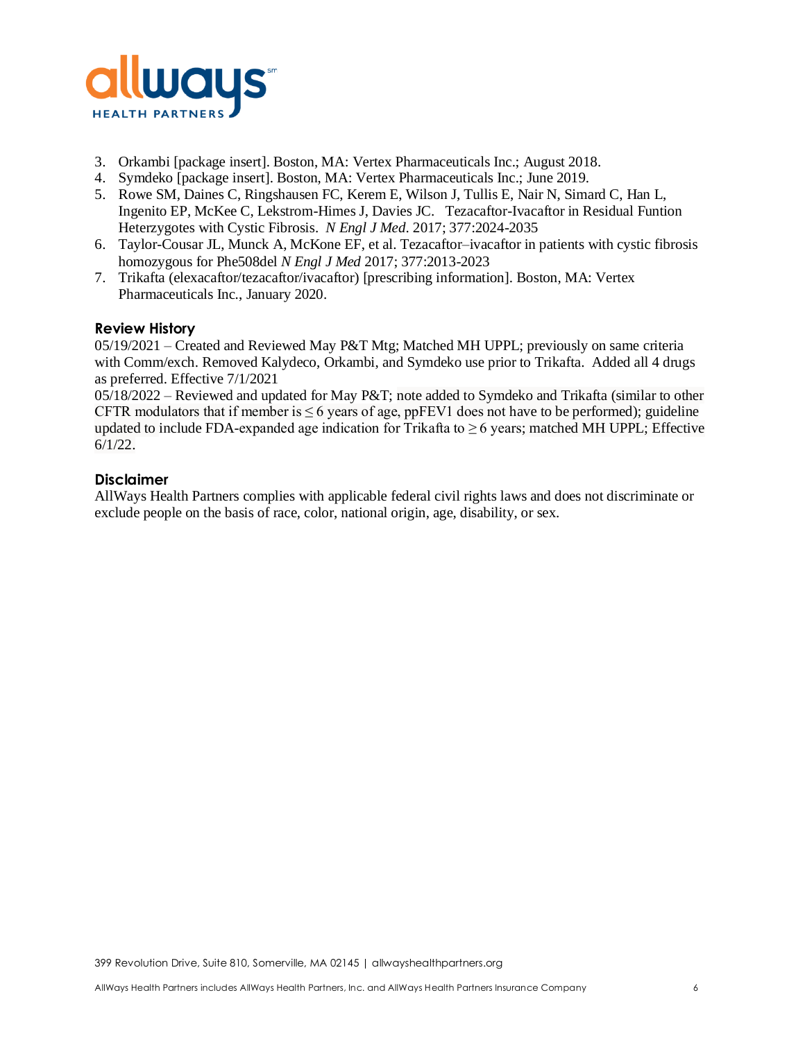3. Orkambi [package insert]. Boston, MA: Vertex Pharmaceuticals Inc.; August 2018.
4. Symdeko [package insert]. Boston, MA: Vertex Pharmaceuticals Inc.; June 2019.
5. Rowe SM, Daines C, Ringshausen FC, Kerem E, Wilson J, Tullis E, Nair N, Simard C, Han L, Ingenito EP, McKee C, Lekstrom-Himes J, Davies JC. Tezacaftor-Ivacaftor in Residual Funtion Heterzygotes with Cystic Fibrosis. *N Engl J Med*. 2017; 377:2024-2035
6. Taylor-Cousar JL, Munck A, McKone EF, et al. Tezacaftor–ivacaftor in patients with cystic fibrosis homozygous for Phe508del *N Engl J Med* 2017; 377:2013-2023
7. Trikafta (elexacaftor/tezacaftor/ivacaftor) [prescribing information]. Boston, MA: Vertex Pharmaceuticals Inc., January 2020.

## Review History

05/19/2021 – Created and Reviewed May P&T Mtg; Matched MH UPPL; previously on same criteria with Comm/exch. Removed Kalydeco, Orkambi, and Symdeko use prior to Trikafta. Added all 4 drugs as preferred. Effective 7/1/2021

05/18/2022 – Reviewed and updated for May P&T; note added to Symdeko and Trikafta (similar to other CFTR modulators that if member is ≤ 6 years of age, ppFEV1 does not have to be performed); guideline updated to include FDA-expanded age indication for Trikafta to ≥ 6 years; matched MH UPPL; Effective 6/1/22.

## Disclaimer

AllWays Health Partners complies with applicable federal civil rights laws and does not discriminate or exclude people on the basis of race, color, national origin, age, disability, or sex.